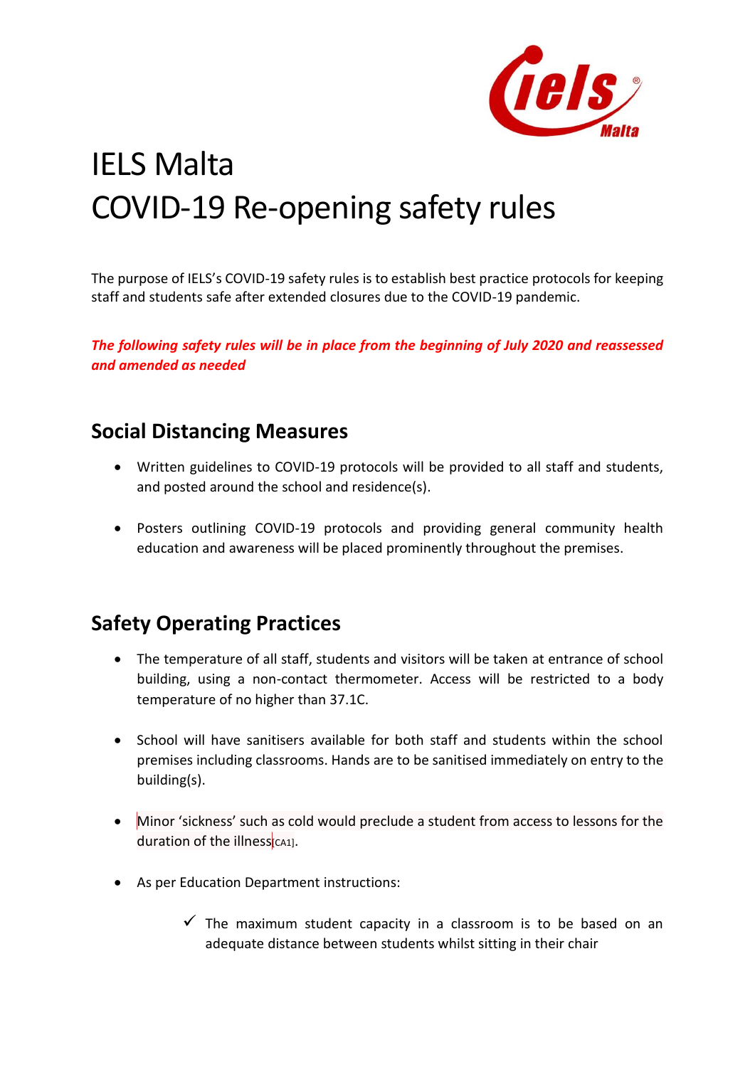# IELS Malta
# COVID-19 Re-opening safety rules

The purpose of IELS's COVID-19 safety rules is to establish best practice protocols for keeping staff and students safe after extended closures due to the COVID-19 pandemic.

***The following safety rules will be in place from the beginning of July 2020 and reassessed and amended as needed***

## Social Distancing Measures

- Written guidelines to COVID-19 protocols will be provided to all staff and students, and posted around the school and residence(s).
- Posters outlining COVID-19 protocols and providing general community health education and awareness will be placed prominently throughout the premises.

## Safety Operating Practices

- The temperature of all staff, students and visitors will be taken at entrance of school building, using a non-contact thermometer. Access will be restricted to a body temperature of no higher than 37.1C.
- School will have sanitisers available for both staff and students within the school premises including classrooms. Hands are to be sanitised immediately on entry to the building(s).
- Minor 'sickness' such as cold would preclude a student from access to lessons for the duration of the illness[CA1].
- As per Education Department instructions:
  - ✓ The maximum student capacity in a classroom is to be based on an adequate distance between students whilst sitting in their chair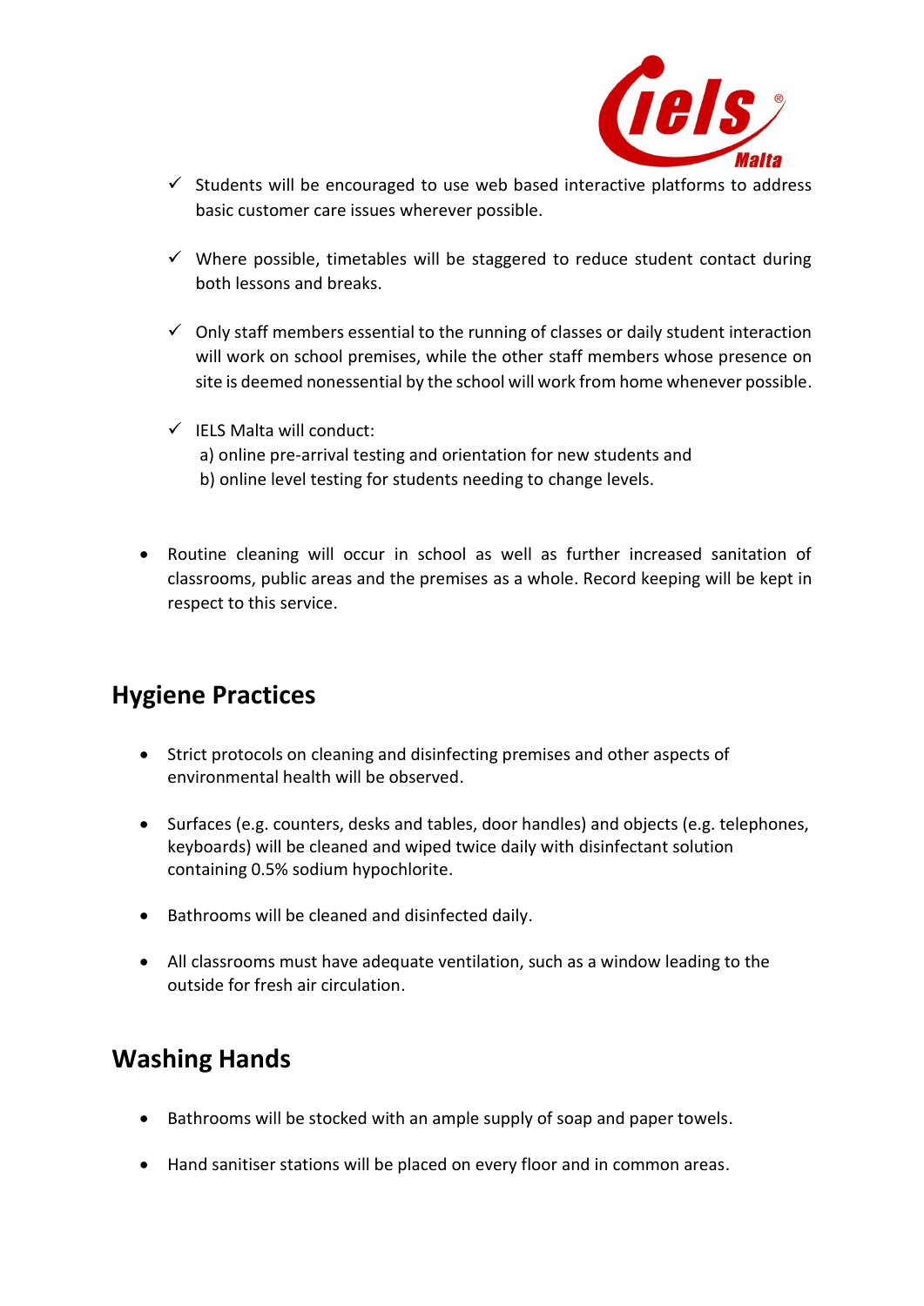- ✓ Students will be encouraged to use web based interactive platforms to address basic customer care issues wherever possible.

- ✓ Where possible, timetables will be staggered to reduce student contact during both lessons and breaks.

- ✓ Only staff members essential to the running of classes or daily student interaction will work on school premises, while the other staff members whose presence on site is deemed nonessential by the school will work from home whenever possible.

- ✓ IELS Malta will conduct:
  a) online pre-arrival testing and orientation for new students and
  b) online level testing for students needing to change levels.

- Routine cleaning will occur in school as well as further increased sanitation of classrooms, public areas and the premises as a whole. Record keeping will be kept in respect to this service.

## Hygiene Practices

- Strict protocols on cleaning and disinfecting premises and other aspects of environmental health will be observed.

- Surfaces (e.g. counters, desks and tables, door handles) and objects (e.g. telephones, keyboards) will be cleaned and wiped twice daily with disinfectant solution containing 0.5% sodium hypochlorite.

- Bathrooms will be cleaned and disinfected daily.

- All classrooms must have adequate ventilation, such as a window leading to the outside for fresh air circulation.

## Washing Hands

- Bathrooms will be stocked with an ample supply of soap and paper towels.

- Hand sanitiser stations will be placed on every floor and in common areas.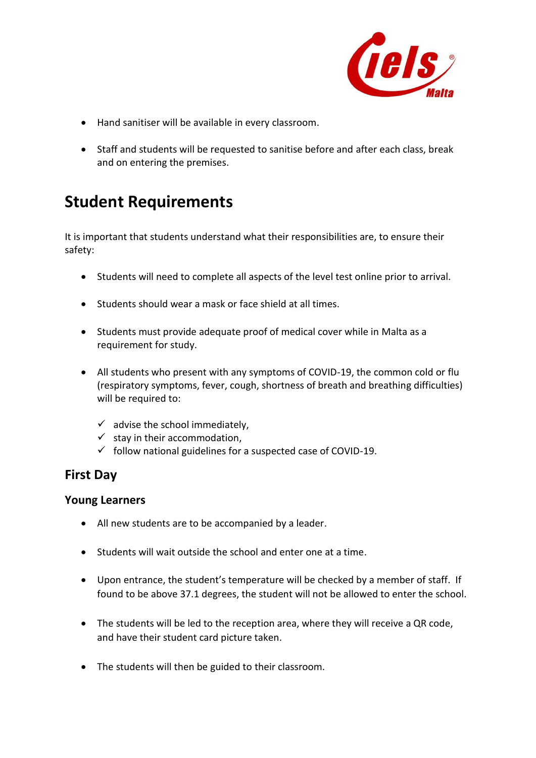- Hand sanitiser will be available in every classroom.

- Staff and students will be requested to sanitise before and after each class, break and on entering the premises.

# Student Requirements

It is important that students understand what their responsibilities are, to ensure their safety:

- Students will need to complete all aspects of the level test online prior to arrival.

- Students should wear a mask or face shield at all times.

- Students must provide adequate proof of medical cover while in Malta as a requirement for study.

- All students who present with any symptoms of COVID-19, the common cold or flu (respiratory symptoms, fever, cough, shortness of breath and breathing difficulties) will be required to:

  - ✓ advise the school immediately,
  - ✓ stay in their accommodation,
  - ✓ follow national guidelines for a suspected case of COVID-19.

## First Day

### Young Learners

- All new students are to be accompanied by a leader.

- Students will wait outside the school and enter one at a time.

- Upon entrance, the student's temperature will be checked by a member of staff. If found to be above 37.1 degrees, the student will not be allowed to enter the school.

- The students will be led to the reception area, where they will receive a QR code, and have their student card picture taken.

- The students will then be guided to their classroom.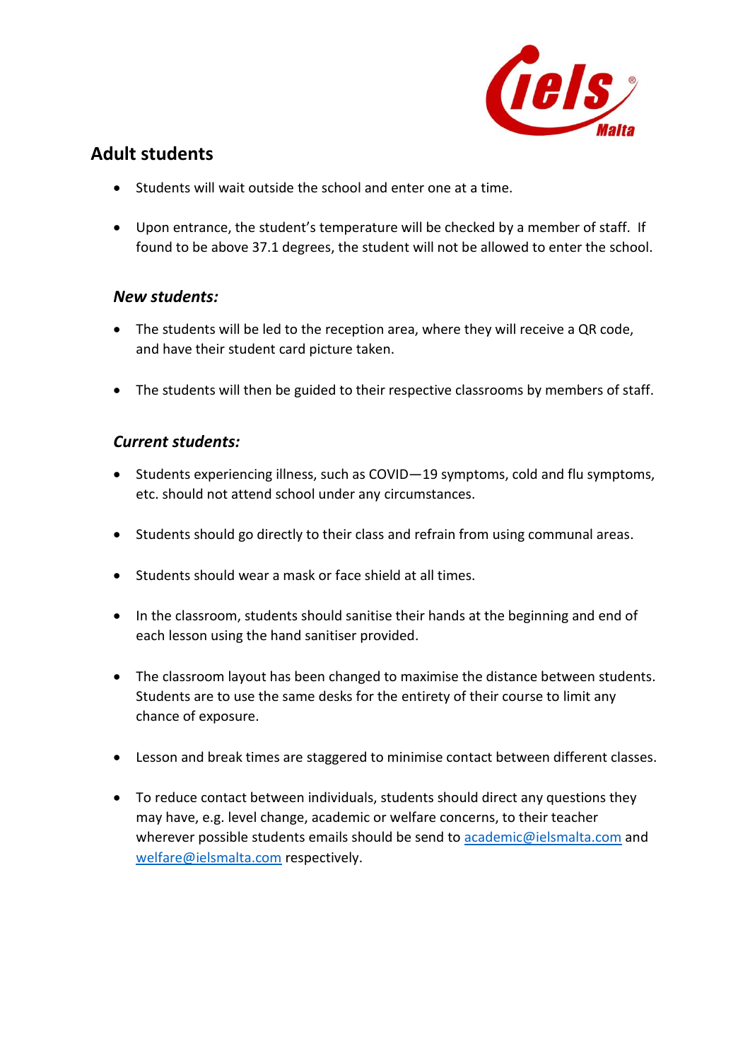## Adult students

- Students will wait outside the school and enter one at a time.

- Upon entrance, the student's temperature will be checked by a member of staff. If found to be above 37.1 degrees, the student will not be allowed to enter the school.

### *New students:*

- The students will be led to the reception area, where they will receive a QR code, and have their student card picture taken.

- The students will then be guided to their respective classrooms by members of staff.

### *Current students:*

- Students experiencing illness, such as COVID—19 symptoms, cold and flu symptoms, etc. should not attend school under any circumstances.

- Students should go directly to their class and refrain from using communal areas.

- Students should wear a mask or face shield at all times.

- In the classroom, students should sanitise their hands at the beginning and end of each lesson using the hand sanitiser provided.

- The classroom layout has been changed to maximise the distance between students. Students are to use the same desks for the entirety of their course to limit any chance of exposure.

- Lesson and break times are staggered to minimise contact between different classes.

- To reduce contact between individuals, students should direct any questions they may have, e.g. level change, academic or welfare concerns, to their teacher wherever possible students emails should be send to [academic@ielsmalta.com](mailto:academic@ielsmalta.com) and [welfare@ielsmalta.com](mailto:welfare@ielsmalta.com) respectively.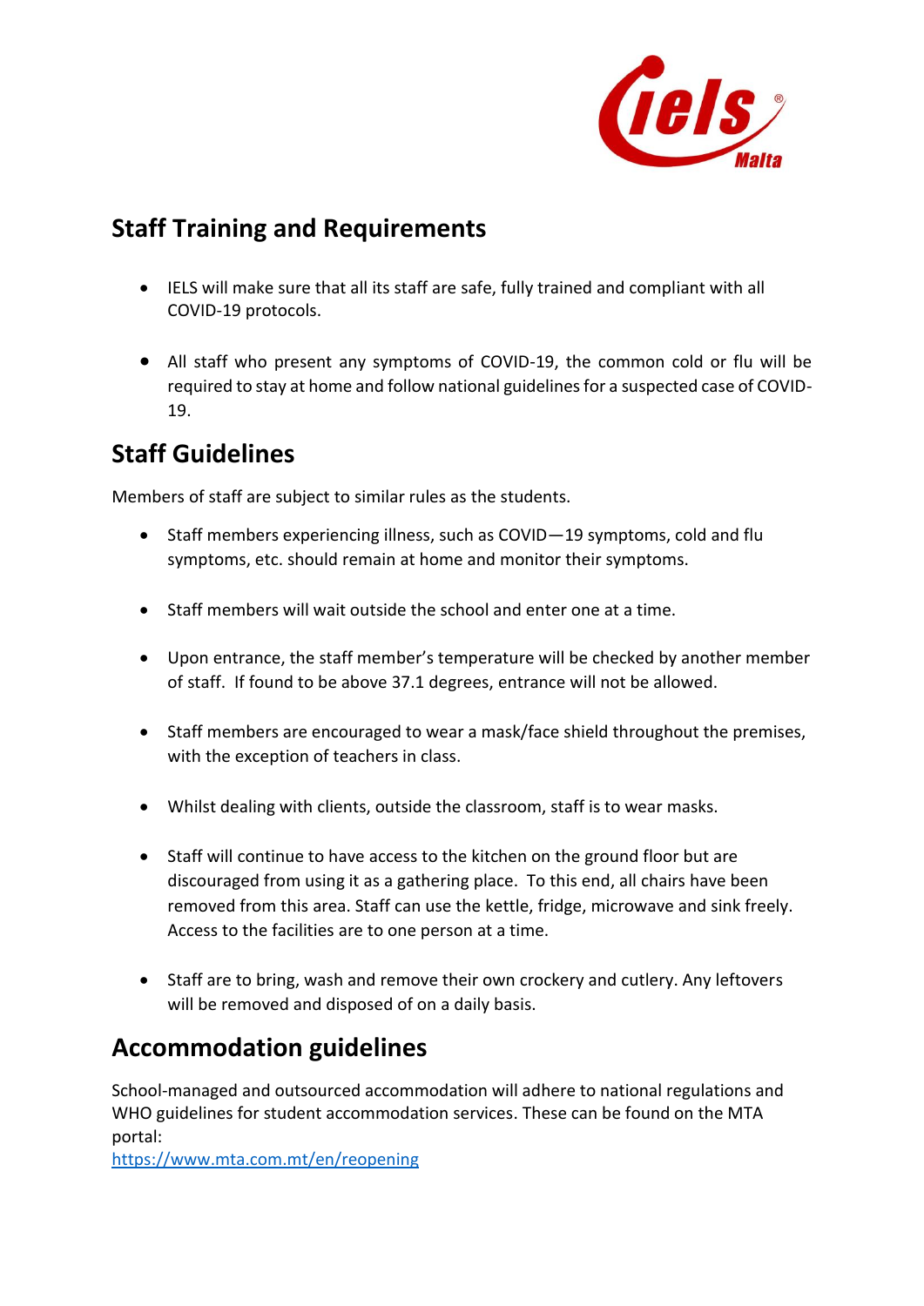## Staff Training and Requirements

- IELS will make sure that all its staff are safe, fully trained and compliant with all COVID-19 protocols.
- All staff who present any symptoms of COVID-19, the common cold or flu will be required to stay at home and follow national guidelines for a suspected case of COVID-19.

## Staff Guidelines

Members of staff are subject to similar rules as the students.

- Staff members experiencing illness, such as COVID—19 symptoms, cold and flu symptoms, etc. should remain at home and monitor their symptoms.
- Staff members will wait outside the school and enter one at a time.
- Upon entrance, the staff member's temperature will be checked by another member of staff. If found to be above 37.1 degrees, entrance will not be allowed.
- Staff members are encouraged to wear a mask/face shield throughout the premises, with the exception of teachers in class.
- Whilst dealing with clients, outside the classroom, staff is to wear masks.
- Staff will continue to have access to the kitchen on the ground floor but are discouraged from using it as a gathering place. To this end, all chairs have been removed from this area. Staff can use the kettle, fridge, microwave and sink freely. Access to the facilities are to one person at a time.
- Staff are to bring, wash and remove their own crockery and cutlery. Any leftovers will be removed and disposed of on a daily basis.

## Accommodation guidelines

School-managed and outsourced accommodation will adhere to national regulations and WHO guidelines for student accommodation services. These can be found on the MTA portal:
https://www.mta.com.mt/en/reopening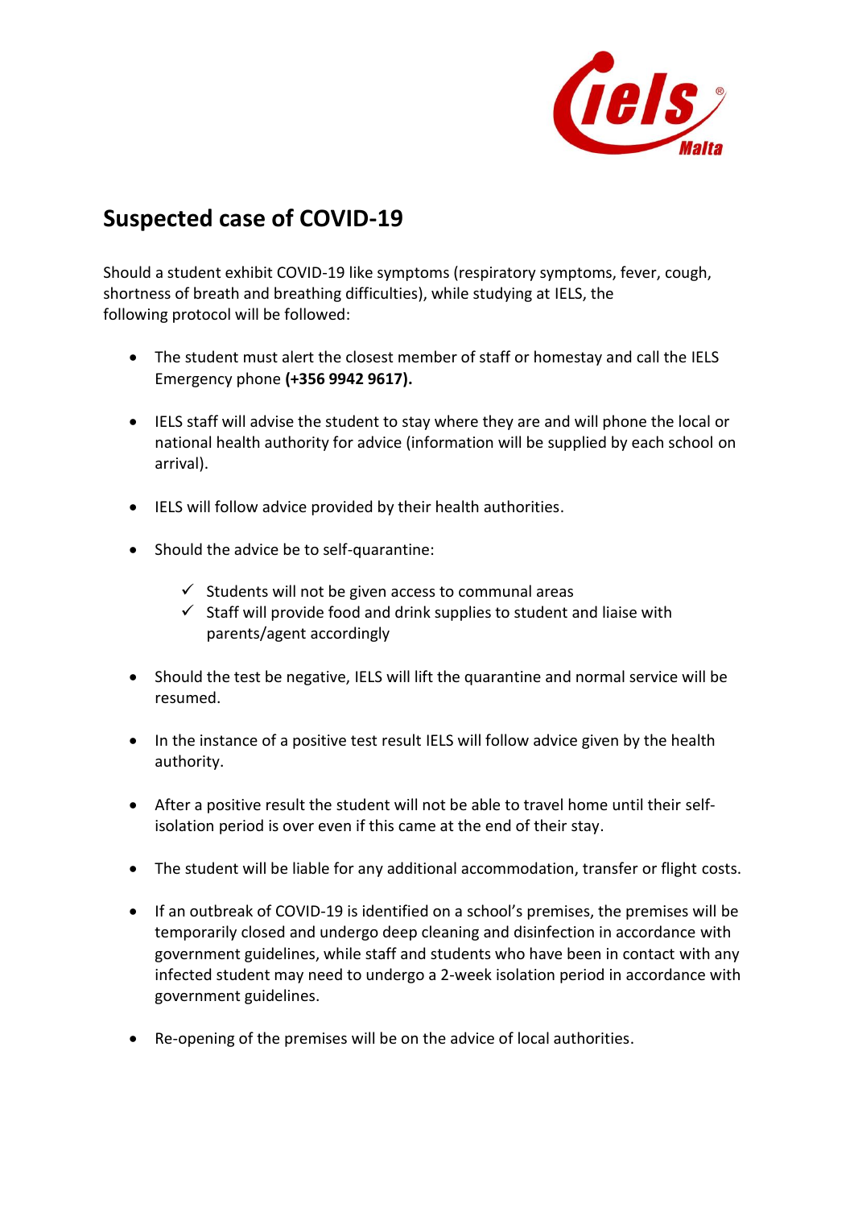# Suspected case of COVID-19

Should a student exhibit COVID-19 like symptoms (respiratory symptoms, fever, cough, shortness of breath and breathing difficulties), while studying at IELS, the following protocol will be followed:

- The student must alert the closest member of staff or homestay and call the IELS Emergency phone **(+356 9942 9617).**
- IELS staff will advise the student to stay where they are and will phone the local or national health authority for advice (information will be supplied by each school on arrival).
- IELS will follow advice provided by their health authorities.
- Should the advice be to self-quarantine:
  - ✓ Students will not be given access to communal areas
  - ✓ Staff will provide food and drink supplies to student and liaise with parents/agent accordingly
- Should the test be negative, IELS will lift the quarantine and normal service will be resumed.
- In the instance of a positive test result IELS will follow advice given by the health authority.
- After a positive result the student will not be able to travel home until their self-isolation period is over even if this came at the end of their stay.
- The student will be liable for any additional accommodation, transfer or flight costs.
- If an outbreak of COVID-19 is identified on a school's premises, the premises will be temporarily closed and undergo deep cleaning and disinfection in accordance with government guidelines, while staff and students who have been in contact with any infected student may need to undergo a 2-week isolation period in accordance with government guidelines.
- Re-opening of the premises will be on the advice of local authorities.